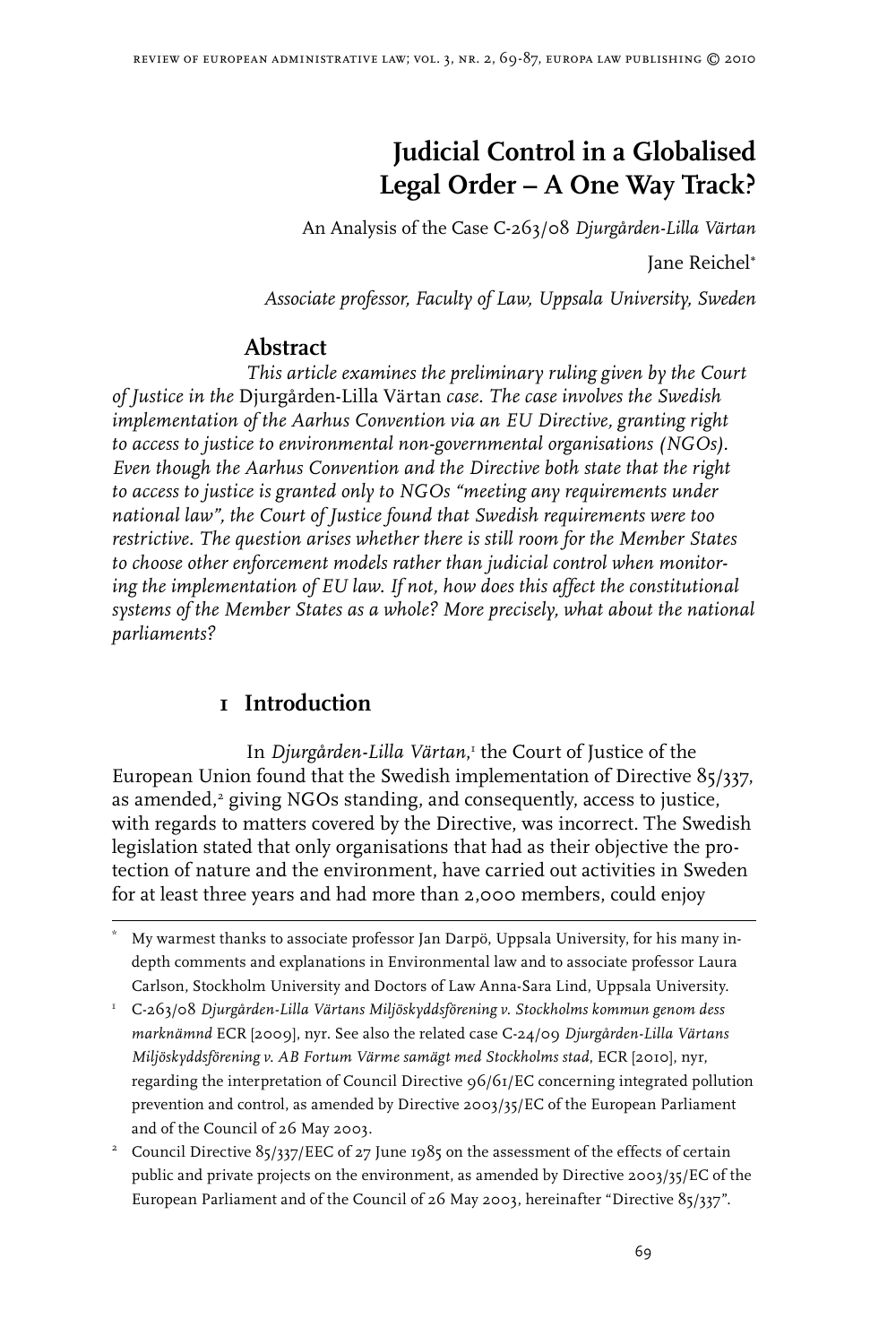# Judicial Control in a Globalised Legal Order – A One Way Track?

An Analysis of the Case C-263/08 *Djurgården-Lilla Värtan*

Jane Reichel*

*Associate professor, Faculty of Law, Uppsala University, Sweden*

## Abstract

*This article examines the preliminary ruling given by the Court of Justice in the* Djurgården-Lilla Värtan *case. The case involves the Swedish implementation of the Aarhus Convention via an EU Directive, granting right to access to justice to environmental non-governmental organisations (NGOs). Even though the Aarhus Convention and the Directive both state that the right to access to justice is granted only to NGOs "meeting any requirements under national law", the Court of Justice found that Swedish requirements were too restrictive. The question arises whether there is still room for the Member States to choose other enforcement models rather than judicial control when monitoring the implementation of EU law. If not, how does this affect the constitutional systems of the Member States as a whole? More precisely, what about the national parliaments?*

## 1 Introduction

In *Djurgården-Lilla Värtan,*[1] the Court of Justice of the European Union found that the Swedish implementation of Directive 85/337, as amended,[2] giving NGOs standing, and consequently, access to justice, with regards to matters covered by the Directive, was incorrect. The Swedish legislation stated that only organisations that had as their objective the protection of nature and the environment, have carried out activities in Sweden for at least three years and had more than 2,000 members, could enjoy

---

\* My warmest thanks to associate professor Jan Darpö, Uppsala University, for his many in-depth comments and explanations in Environmental law and to associate professor Laura Carlson, Stockholm University and Doctors of Law Anna-Sara Lind, Uppsala University.

[1] C-263/08 *Djurgården-Lilla Värtans Miljöskyddsförening v. Stockholms kommun genom dess marknämnd* ECR [2009], nyr. See also the related case C-24/09 *Djurgården-Lilla Värtans Miljöskyddsförening v. AB Fortum Värme samägt med Stockholms stad*, ECR [2010], nyr, regarding the interpretation of Council Directive 96/61/EC concerning integrated pollution prevention and control, as amended by Directive 2003/35/EC of the European Parliament and of the Council of 26 May 2003.

[2] Council Directive 85/337/EEC of 27 June 1985 on the assessment of the effects of certain public and private projects on the environment, as amended by Directive 2003/35/EC of the European Parliament and of the Council of 26 May 2003, hereinafter "Directive 85/337".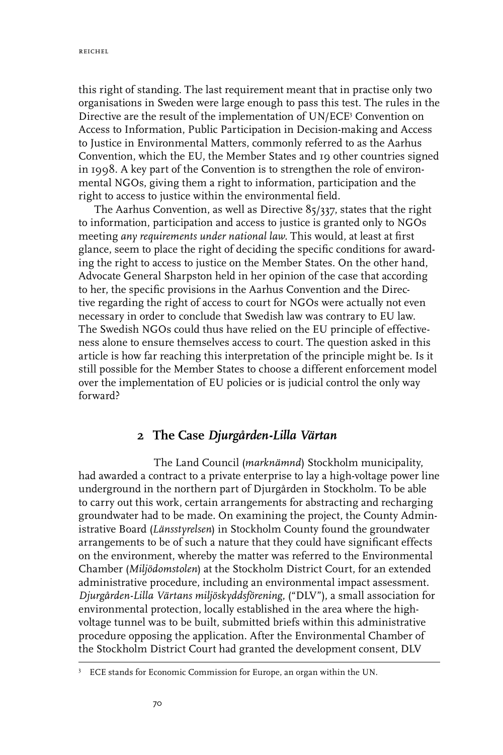this right of standing. The last requirement meant that in practise only two organisations in Sweden were large enough to pass this test. The rules in the Directive are the result of the implementation of UN/ECE[3] Convention on Access to Information, Public Participation in Decision-making and Access to Justice in Environmental Matters, commonly referred to as the Aarhus Convention, which the EU, the Member States and 19 other countries signed in 1998. A key part of the Convention is to strengthen the role of environmental NGOs, giving them a right to information, participation and the right to access to justice within the environmental field.

The Aarhus Convention, as well as Directive 85/337, states that the right to information, participation and access to justice is granted only to NGOs meeting *any requirements under national law*. This would, at least at first glance, seem to place the right of deciding the specific conditions for awarding the right to access to justice on the Member States. On the other hand, Advocate General Sharpston held in her opinion of the case that according to her, the specific provisions in the Aarhus Convention and the Directive regarding the right of access to court for NGOs were actually not even necessary in order to conclude that Swedish law was contrary to EU law. The Swedish NGOs could thus have relied on the EU principle of effectiveness alone to ensure themselves access to court. The question asked in this article is how far reaching this interpretation of the principle might be. Is it still possible for the Member States to choose a different enforcement model over the implementation of EU policies or is judicial control the only way forward?

## 2 The Case *Djurgården-Lilla Värtan*

The Land Council (*marknämnd*) Stockholm municipality, had awarded a contract to a private enterprise to lay a high-voltage power line underground in the northern part of Djurgården in Stockholm. To be able to carry out this work, certain arrangements for abstracting and recharging groundwater had to be made. On examining the project, the County Administrative Board (*Länsstyrelsen*) in Stockholm County found the groundwater arrangements to be of such a nature that they could have significant effects on the environment, whereby the matter was referred to the Environmental Chamber (*Miljödomstolen*) at the Stockholm District Court, for an extended administrative procedure, including an environmental impact assessment. *Djurgården-Lilla Värtans miljöskyddsförening*, ("DLV"), a small association for environmental protection, locally established in the area where the high-voltage tunnel was to be built, submitted briefs within this administrative procedure opposing the application. After the Environmental Chamber of the Stockholm District Court had granted the development consent, DLV

[3] ECE stands for Economic Commission for Europe, an organ within the UN.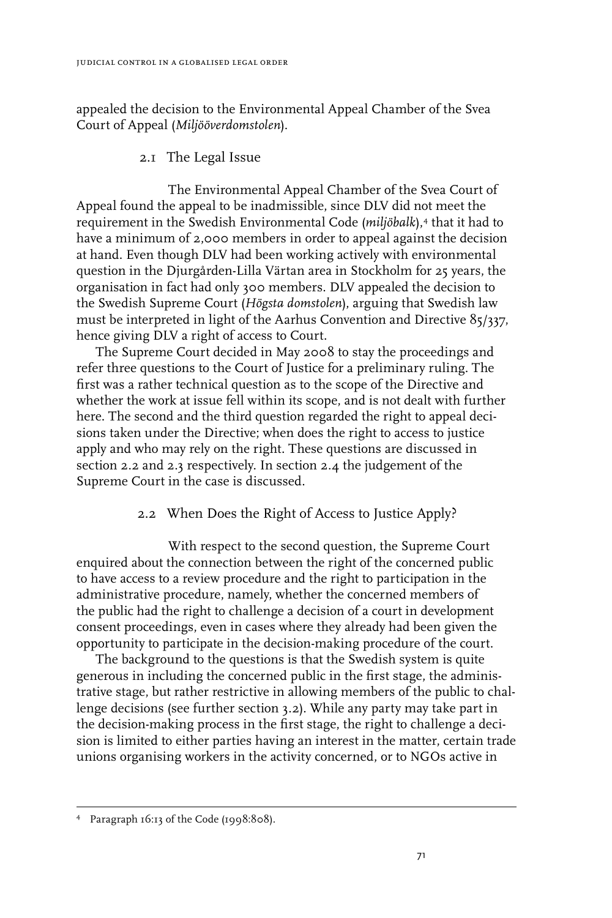appealed the decision to the Environmental Appeal Chamber of the Svea Court of Appeal (*Miljööverdomstolen*).

## 2.1 The Legal Issue

The Environmental Appeal Chamber of the Svea Court of Appeal found the appeal to be inadmissible, since DLV did not meet the requirement in the Swedish Environmental Code (*miljöbalk*),[4] that it had to have a minimum of 2,000 members in order to appeal against the decision at hand. Even though DLV had been working actively with environmental question in the Djurgården-Lilla Värtan area in Stockholm for 25 years, the organisation in fact had only 300 members. DLV appealed the decision to the Swedish Supreme Court (*Högsta domstolen*), arguing that Swedish law must be interpreted in light of the Aarhus Convention and Directive 85/337, hence giving DLV a right of access to Court.

The Supreme Court decided in May 2008 to stay the proceedings and refer three questions to the Court of Justice for a preliminary ruling. The first was a rather technical question as to the scope of the Directive and whether the work at issue fell within its scope, and is not dealt with further here. The second and the third question regarded the right to appeal decisions taken under the Directive; when does the right to access to justice apply and who may rely on the right. These questions are discussed in section 2.2 and 2.3 respectively. In section 2.4 the judgement of the Supreme Court in the case is discussed.

## 2.2 When Does the Right of Access to Justice Apply?

With respect to the second question, the Supreme Court enquired about the connection between the right of the concerned public to have access to a review procedure and the right to participation in the administrative procedure, namely, whether the concerned members of the public had the right to challenge a decision of a court in development consent proceedings, even in cases where they already had been given the opportunity to participate in the decision-making procedure of the court.

The background to the questions is that the Swedish system is quite generous in including the concerned public in the first stage, the administrative stage, but rather restrictive in allowing members of the public to challenge decisions (see further section 3.2). While any party may take part in the decision-making process in the first stage, the right to challenge a decision is limited to either parties having an interest in the matter, certain trade unions organising workers in the activity concerned, or to NGOs active in

---

[4] Paragraph 16:13 of the Code (1998:808).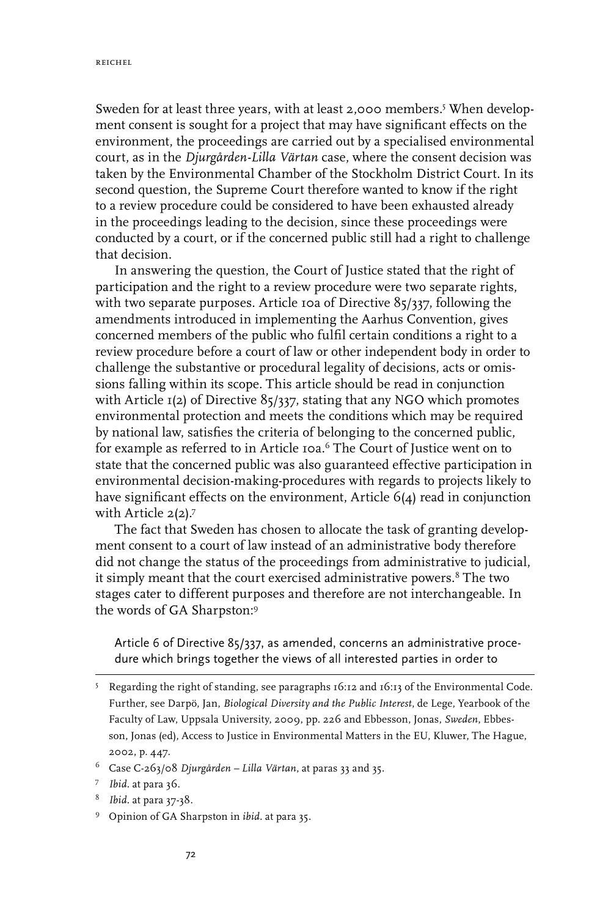Sweden for at least three years, with at least 2,000 members.[5] When development consent is sought for a project that may have significant effects on the environment, the proceedings are carried out by a specialised environmental court, as in the *Djurgården-Lilla Värtan* case, where the consent decision was taken by the Environmental Chamber of the Stockholm District Court. In its second question, the Supreme Court therefore wanted to know if the right to a review procedure could be considered to have been exhausted already in the proceedings leading to the decision, since these proceedings were conducted by a court, or if the concerned public still had a right to challenge that decision.

In answering the question, the Court of Justice stated that the right of participation and the right to a review procedure were two separate rights, with two separate purposes. Article 10a of Directive 85/337, following the amendments introduced in implementing the Aarhus Convention, gives concerned members of the public who fulfil certain conditions a right to a review procedure before a court of law or other independent body in order to challenge the substantive or procedural legality of decisions, acts or omissions falling within its scope. This article should be read in conjunction with Article 1(2) of Directive 85/337, stating that any NGO which promotes environmental protection and meets the conditions which may be required by national law, satisfies the criteria of belonging to the concerned public, for example as referred to in Article 10a.[6] The Court of Justice went on to state that the concerned public was also guaranteed effective participation in environmental decision-making-procedures with regards to projects likely to have significant effects on the environment, Article 6(4) read in conjunction with Article 2(2).[7]

The fact that Sweden has chosen to allocate the task of granting development consent to a court of law instead of an administrative body therefore did not change the status of the proceedings from administrative to judicial, it simply meant that the court exercised administrative powers.[8] The two stages cater to different purposes and therefore are not interchangeable. In the words of GA Sharpston:[9]

> Article 6 of Directive 85/337, as amended, concerns an administrative procedure which brings together the views of all interested parties in order to

---

[5] Regarding the right of standing, see paragraphs 16:12 and 16:13 of the Environmental Code. Further, see Darpö, Jan, *Biological Diversity and the Public Interest*, de Lege, Yearbook of the Faculty of Law, Uppsala University, 2009, pp. 226 and Ebbesson, Jonas, *Sweden*, Ebbesson, Jonas (ed), Access to Justice in Environmental Matters in the EU, Kluwer, The Hague, 2002, p. 447.

[6] Case C-263/08 *Djurgården – Lilla Värtan*, at paras 33 and 35.

[7] *Ibid.* at para 36.

[8] *Ibid.* at para 37-38.

[9] Opinion of GA Sharpston in *ibid.* at para 35.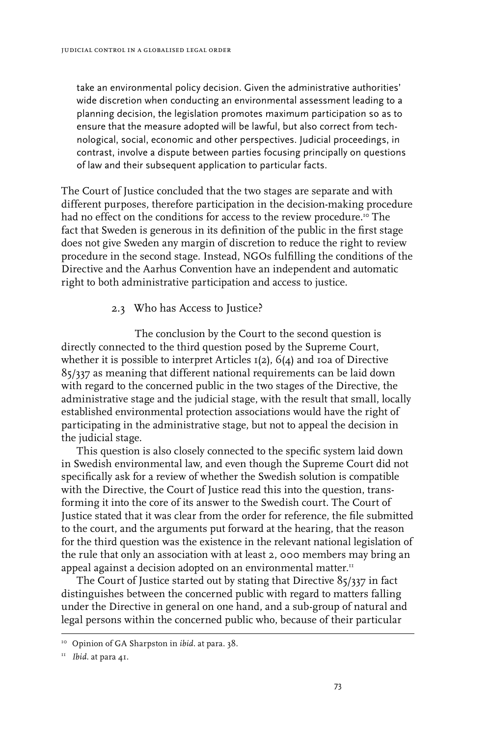take an environmental policy decision. Given the administrative authorities' wide discretion when conducting an environmental assessment leading to a planning decision, the legislation promotes maximum participation so as to ensure that the measure adopted will be lawful, but also correct from technological, social, economic and other perspectives. Judicial proceedings, in contrast, involve a dispute between parties focusing principally on questions of law and their subsequent application to particular facts.

The Court of Justice concluded that the two stages are separate and with different purposes, therefore participation in the decision-making procedure had no effect on the conditions for access to the review procedure.[10] The fact that Sweden is generous in its definition of the public in the first stage does not give Sweden any margin of discretion to reduce the right to review procedure in the second stage. Instead, NGOs fulfilling the conditions of the Directive and the Aarhus Convention have an independent and automatic right to both administrative participation and access to justice.

### 2.3 Who has Access to Justice?

The conclusion by the Court to the second question is directly connected to the third question posed by the Supreme Court, whether it is possible to interpret Articles 1(2), 6(4) and 10a of Directive 85/337 as meaning that different national requirements can be laid down with regard to the concerned public in the two stages of the Directive, the administrative stage and the judicial stage, with the result that small, locally established environmental protection associations would have the right of participating in the administrative stage, but not to appeal the decision in the judicial stage.

This question is also closely connected to the specific system laid down in Swedish environmental law, and even though the Supreme Court did not specifically ask for a review of whether the Swedish solution is compatible with the Directive, the Court of Justice read this into the question, transforming it into the core of its answer to the Swedish court. The Court of Justice stated that it was clear from the order for reference, the file submitted to the court, and the arguments put forward at the hearing, that the reason for the third question was the existence in the relevant national legislation of the rule that only an association with at least 2, 000 members may bring an appeal against a decision adopted on an environmental matter.[11]

The Court of Justice started out by stating that Directive 85/337 in fact distinguishes between the concerned public with regard to matters falling under the Directive in general on one hand, and a sub-group of natural and legal persons within the concerned public who, because of their particular

---

[10] Opinion of GA Sharpston in *ibid*. at para. 38.

[11] *Ibid*. at para 41.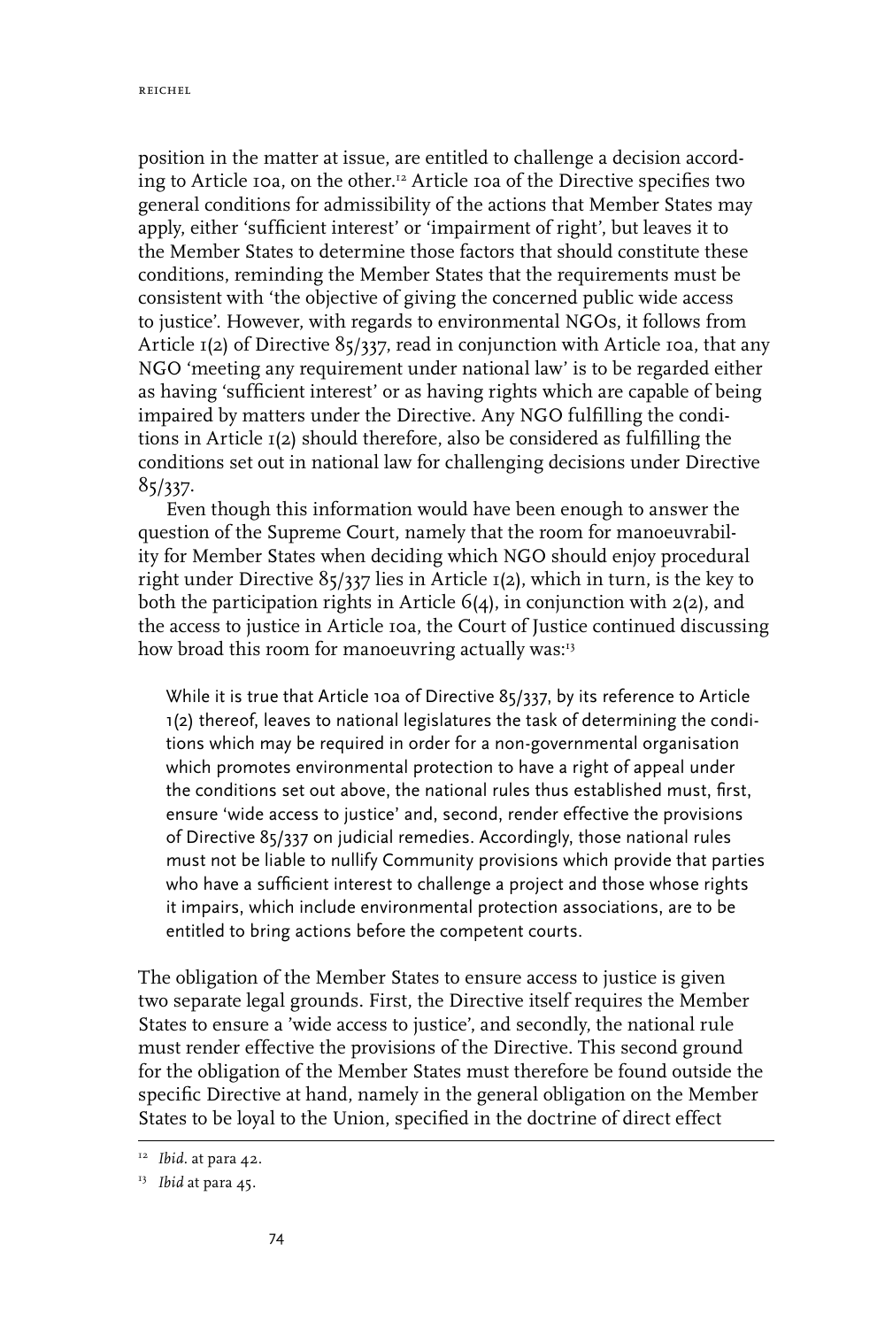position in the matter at issue, are entitled to challenge a decision according to Article 10a, on the other.[12] Article 10a of the Directive specifies two general conditions for admissibility of the actions that Member States may apply, either 'sufficient interest' or 'impairment of right', but leaves it to the Member States to determine those factors that should constitute these conditions, reminding the Member States that the requirements must be consistent with 'the objective of giving the concerned public wide access to justice'. However, with regards to environmental NGOs, it follows from Article 1(2) of Directive 85/337, read in conjunction with Article 10a, that any NGO 'meeting any requirement under national law' is to be regarded either as having 'sufficient interest' or as having rights which are capable of being impaired by matters under the Directive. Any NGO fulfilling the conditions in Article 1(2) should therefore, also be considered as fulfilling the conditions set out in national law for challenging decisions under Directive 85/337.

Even though this information would have been enough to answer the question of the Supreme Court, namely that the room for manoeuvrability for Member States when deciding which NGO should enjoy procedural right under Directive 85/337 lies in Article 1(2), which in turn, is the key to both the participation rights in Article 6(4), in conjunction with 2(2), and the access to justice in Article 10a, the Court of Justice continued discussing how broad this room for manoeuvring actually was:[13]

> While it is true that Article 10a of Directive 85/337, by its reference to Article 1(2) thereof, leaves to national legislatures the task of determining the conditions which may be required in order for a non-governmental organisation which promotes environmental protection to have a right of appeal under the conditions set out above, the national rules thus established must, first, ensure 'wide access to justice' and, second, render effective the provisions of Directive 85/337 on judicial remedies. Accordingly, those national rules must not be liable to nullify Community provisions which provide that parties who have a sufficient interest to challenge a project and those whose rights it impairs, which include environmental protection associations, are to be entitled to bring actions before the competent courts.

The obligation of the Member States to ensure access to justice is given two separate legal grounds. First, the Directive itself requires the Member States to ensure a 'wide access to justice', and secondly, the national rule must render effective the provisions of the Directive. This second ground for the obligation of the Member States must therefore be found outside the specific Directive at hand, namely in the general obligation on the Member States to be loyal to the Union, specified in the doctrine of direct effect

---

[12] *Ibid*. at para 42.

[13] *Ibid* at para 45.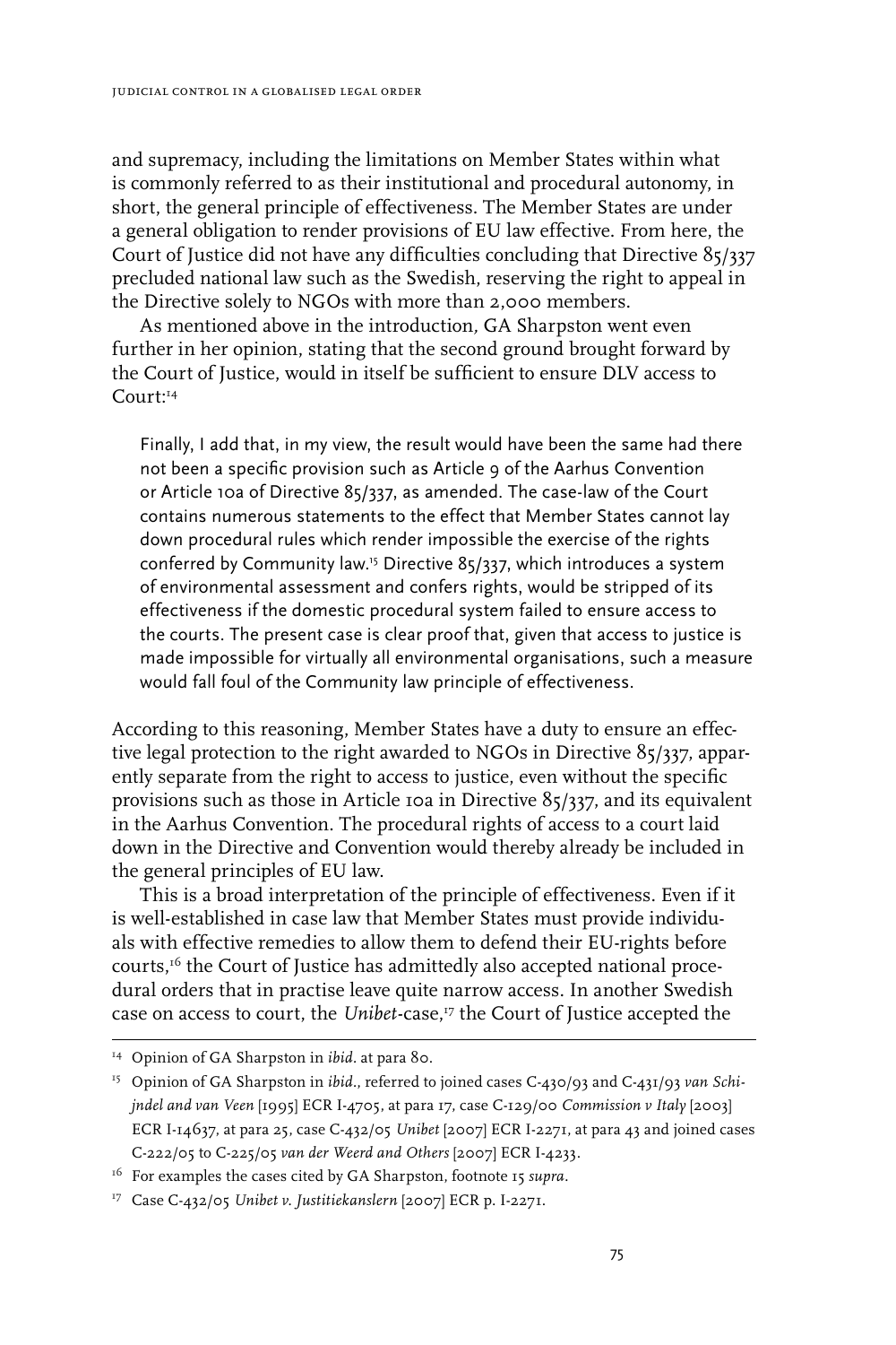and supremacy, including the limitations on Member States within what is commonly referred to as their institutional and procedural autonomy, in short, the general principle of effectiveness. The Member States are under a general obligation to render provisions of EU law effective. From here, the Court of Justice did not have any difficulties concluding that Directive 85/337 precluded national law such as the Swedish, reserving the right to appeal in the Directive solely to NGOs with more than 2,000 members.

As mentioned above in the introduction, GA Sharpston went even further in her opinion, stating that the second ground brought forward by the Court of Justice, would in itself be sufficient to ensure DLV access to Court:[14]

> Finally, I add that, in my view, the result would have been the same had there not been a specific provision such as Article 9 of the Aarhus Convention or Article 10a of Directive 85/337, as amended. The case-law of the Court contains numerous statements to the effect that Member States cannot lay down procedural rules which render impossible the exercise of the rights conferred by Community law.[15] Directive 85/337, which introduces a system of environmental assessment and confers rights, would be stripped of its effectiveness if the domestic procedural system failed to ensure access to the courts. The present case is clear proof that, given that access to justice is made impossible for virtually all environmental organisations, such a measure would fall foul of the Community law principle of effectiveness.

According to this reasoning, Member States have a duty to ensure an effective legal protection to the right awarded to NGOs in Directive 85/337, apparently separate from the right to access to justice, even without the specific provisions such as those in Article 10a in Directive 85/337, and its equivalent in the Aarhus Convention. The procedural rights of access to a court laid down in the Directive and Convention would thereby already be included in the general principles of EU law.

This is a broad interpretation of the principle of effectiveness. Even if it is well-established in case law that Member States must provide individuals with effective remedies to allow them to defend their EU-rights before courts,[16] the Court of Justice has admittedly also accepted national procedural orders that in practise leave quite narrow access. In another Swedish case on access to court, the *Unibet*-case,[17] the Court of Justice accepted the

---

[14] Opinion of GA Sharpston in *ibid.* at para 80.

[15] Opinion of GA Sharpston in *ibid.*, referred to joined cases C-430/93 and C-431/93 *van Schijndel and van Veen* [1995] ECR I-4705, at para 17, case C-129/00 *Commission v Italy* [2003] ECR I-14637, at para 25, case C-432/05 *Unibet* [2007] ECR I-2271, at para 43 and joined cases C-222/05 to C-225/05 *van der Weerd and Others* [2007] ECR I-4233.

[16] For examples the cases cited by GA Sharpston, footnote 15 *supra*.

[17] Case C-432/05 *Unibet v. Justitiekanslern* [2007] ECR p. I-2271.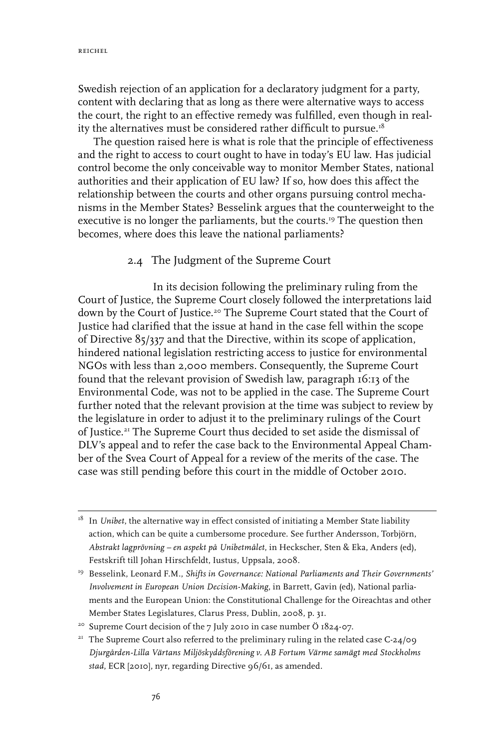Swedish rejection of an application for a declaratory judgment for a party, content with declaring that as long as there were alternative ways to access the court, the right to an effective remedy was fulfilled, even though in reality the alternatives must be considered rather difficult to pursue.[18]

The question raised here is what is role that the principle of effectiveness and the right to access to court ought to have in today's EU law. Has judicial control become the only conceivable way to monitor Member States, national authorities and their application of EU law? If so, how does this affect the relationship between the courts and other organs pursuing control mechanisms in the Member States? Besselink argues that the counterweight to the executive is no longer the parliaments, but the courts.[19] The question then becomes, where does this leave the national parliaments?

### 2.4 The Judgment of the Supreme Court

In its decision following the preliminary ruling from the Court of Justice, the Supreme Court closely followed the interpretations laid down by the Court of Justice.[20] The Supreme Court stated that the Court of Justice had clarified that the issue at hand in the case fell within the scope of Directive 85/337 and that the Directive, within its scope of application, hindered national legislation restricting access to justice for environmental NGOs with less than 2,000 members. Consequently, the Supreme Court found that the relevant provision of Swedish law, paragraph 16:13 of the Environmental Code, was not to be applied in the case. The Supreme Court further noted that the relevant provision at the time was subject to review by the legislature in order to adjust it to the preliminary rulings of the Court of Justice.[21] The Supreme Court thus decided to set aside the dismissal of DLV's appeal and to refer the case back to the Environmental Appeal Chamber of the Svea Court of Appeal for a review of the merits of the case. The case was still pending before this court in the middle of October 2010.

---

[18] In *Unibet*, the alternative way in effect consisted of initiating a Member State liability action, which can be quite a cumbersome procedure. See further Andersson, Torbjörn, *Abstrakt lagprövning – en aspekt på Unibetmålet*, in Heckscher, Sten & Eka, Anders (ed), Festskrift till Johan Hirschfeldt, Iustus, Uppsala, 2008.

[19] Besselink, Leonard F.M., *Shifts in Governance: National Parliaments and Their Governments' Involvement in European Union Decision-Making*, in Barrett, Gavin (ed), National parliaments and the European Union: the Constitutional Challenge for the Oireachtas and other Member States Legislatures, Clarus Press, Dublin, 2008, p. 31.

[20] Supreme Court decision of the 7 July 2010 in case number Ö 1824-07.

[21] The Supreme Court also referred to the preliminary ruling in the related case C-24/09 *Djurgården-Lilla Värtans Miljöskyddsförening v. AB Fortum Värme samägt med Stockholms stad*, ECR [2010], nyr, regarding Directive 96/61, as amended.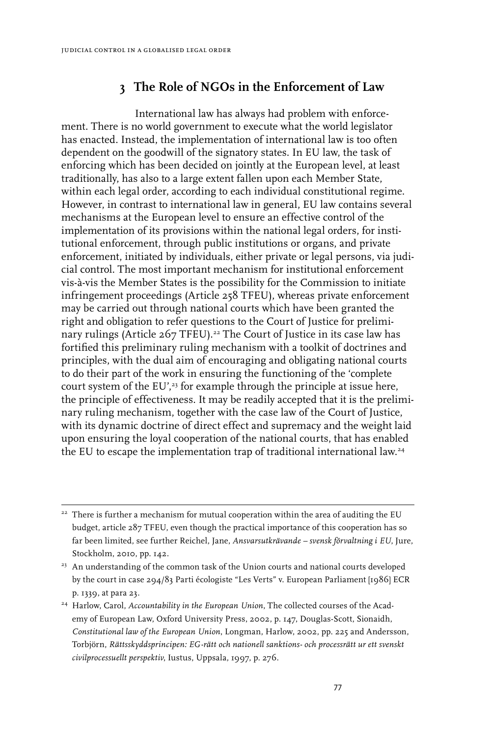## 3 The Role of NGOs in the Enforcement of Law

International law has always had problem with enforcement. There is no world government to execute what the world legislator has enacted. Instead, the implementation of international law is too often dependent on the goodwill of the signatory states. In EU law, the task of enforcing which has been decided on jointly at the European level, at least traditionally, has also to a large extent fallen upon each Member State, within each legal order, according to each individual constitutional regime. However, in contrast to international law in general, EU law contains several mechanisms at the European level to ensure an effective control of the implementation of its provisions within the national legal orders, for institutional enforcement, through public institutions or organs, and private enforcement, initiated by individuals, either private or legal persons, via judicial control. The most important mechanism for institutional enforcement vis-à-vis the Member States is the possibility for the Commission to initiate infringement proceedings (Article 258 TFEU), whereas private enforcement may be carried out through national courts which have been granted the right and obligation to refer questions to the Court of Justice for preliminary rulings (Article 267 TFEU).[22] The Court of Justice in its case law has fortified this preliminary ruling mechanism with a toolkit of doctrines and principles, with the dual aim of encouraging and obligating national courts to do their part of the work in ensuring the functioning of the 'complete court system of the EU',[23] for example through the principle at issue here, the principle of effectiveness. It may be readily accepted that it is the preliminary ruling mechanism, together with the case law of the Court of Justice, with its dynamic doctrine of direct effect and supremacy and the weight laid upon ensuring the loyal cooperation of the national courts, that has enabled the EU to escape the implementation trap of traditional international law.[24]

---

[22] There is further a mechanism for mutual cooperation within the area of auditing the EU budget, article 287 TFEU, even though the practical importance of this cooperation has so far been limited, see further Reichel, Jane, *Ansvarsutkrävande – svensk förvaltning i EU*, Jure, Stockholm, 2010, pp. 142.

[23] An understanding of the common task of the Union courts and national courts developed by the court in case 294/83 Parti écologiste "Les Verts" v. European Parliament [1986] ECR p. 1339, at para 23.

[24] Harlow, Carol, *Accountability in the European Union*, The collected courses of the Academy of European Law, Oxford University Press, 2002, p. 147, Douglas-Scott, Sionaidh, *Constitutional law of the European Union*, Longman, Harlow, 2002, pp. 225 and Andersson, Torbjörn, *Rättsskyddsprincipen: EG-rätt och nationell sanktions- och processrätt ur ett svenskt civilprocessuellt perspektiv*, Iustus, Uppsala, 1997, p. 276.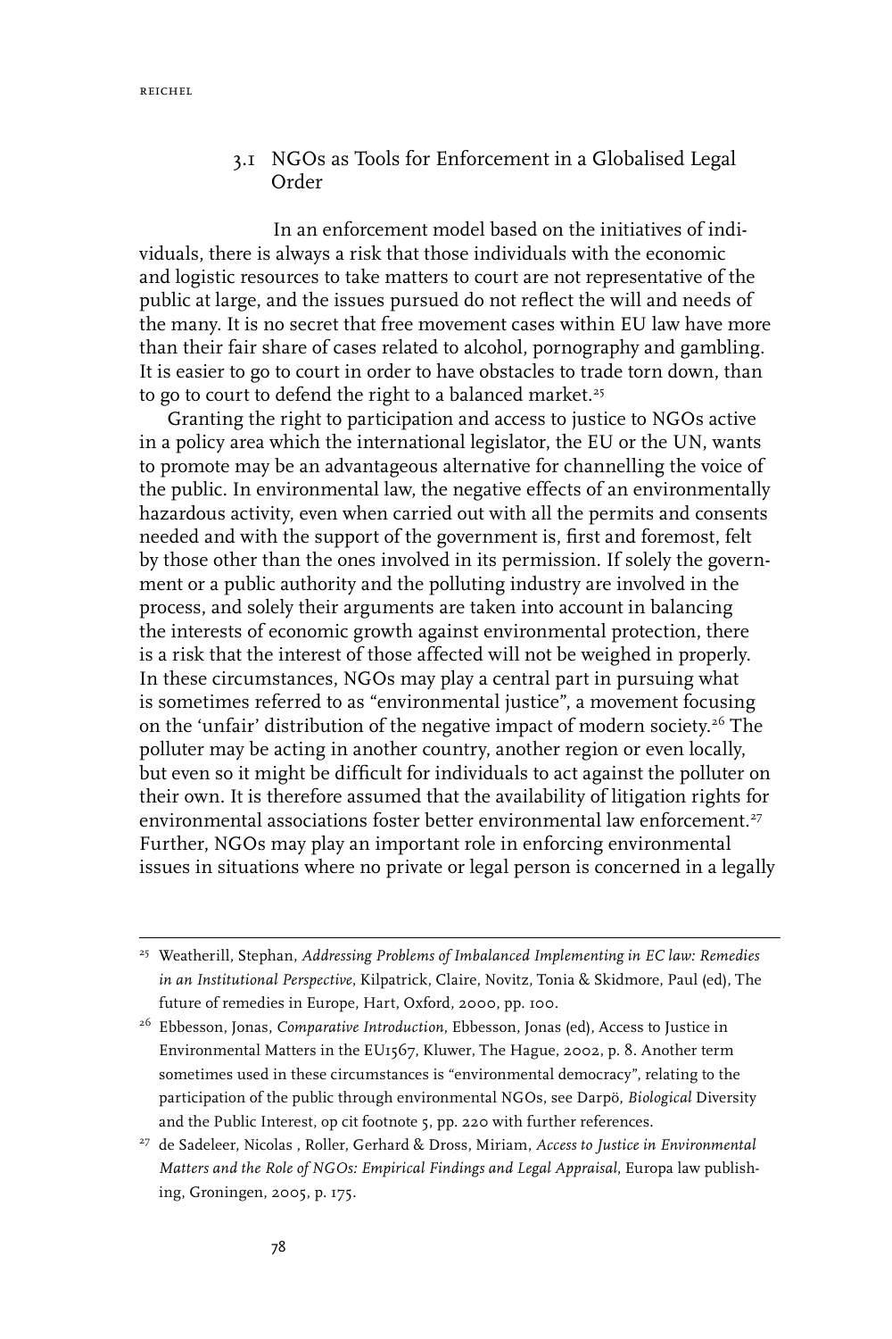### 3.1 NGOs as Tools for Enforcement in a Globalised Legal Order

In an enforcement model based on the initiatives of individuals, there is always a risk that those individuals with the economic and logistic resources to take matters to court are not representative of the public at large, and the issues pursued do not reflect the will and needs of the many. It is no secret that free movement cases within EU law have more than their fair share of cases related to alcohol, pornography and gambling. It is easier to go to court in order to have obstacles to trade torn down, than to go to court to defend the right to a balanced market.[25]

Granting the right to participation and access to justice to NGOs active in a policy area which the international legislator, the EU or the UN, wants to promote may be an advantageous alternative for channelling the voice of the public. In environmental law, the negative effects of an environmentally hazardous activity, even when carried out with all the permits and consents needed and with the support of the government is, first and foremost, felt by those other than the ones involved in its permission. If solely the government or a public authority and the polluting industry are involved in the process, and solely their arguments are taken into account in balancing the interests of economic growth against environmental protection, there is a risk that the interest of those affected will not be weighed in properly. In these circumstances, NGOs may play a central part in pursuing what is sometimes referred to as "environmental justice", a movement focusing on the 'unfair' distribution of the negative impact of modern society.[26] The polluter may be acting in another country, another region or even locally, but even so it might be difficult for individuals to act against the polluter on their own. It is therefore assumed that the availability of litigation rights for environmental associations foster better environmental law enforcement.[27] Further, NGOs may play an important role in enforcing environmental issues in situations where no private or legal person is concerned in a legally

---

[25] Weatherill, Stephan, *Addressing Problems of Imbalanced Implementing in EC law: Remedies in an Institutional Perspective*, Kilpatrick, Claire, Novitz, Tonia & Skidmore, Paul (ed), The future of remedies in Europe, Hart, Oxford, 2000, pp. 100.

[26] Ebbesson, Jonas, *Comparative Introduction*, Ebbesson, Jonas (ed), Access to Justice in Environmental Matters in the EU1567, Kluwer, The Hague, 2002, p. 8. Another term sometimes used in these circumstances is "environmental democracy", relating to the participation of the public through environmental NGOs, see Darpö, *Biological* Diversity and the Public Interest, op cit footnote 5, pp. 220 with further references.

[27] de Sadeleer, Nicolas , Roller, Gerhard & Dross, Miriam, *Access to Justice in Environmental Matters and the Role of NGOs: Empirical Findings and Legal Appraisal*, Europa law publishing, Groningen, 2005, p. 175.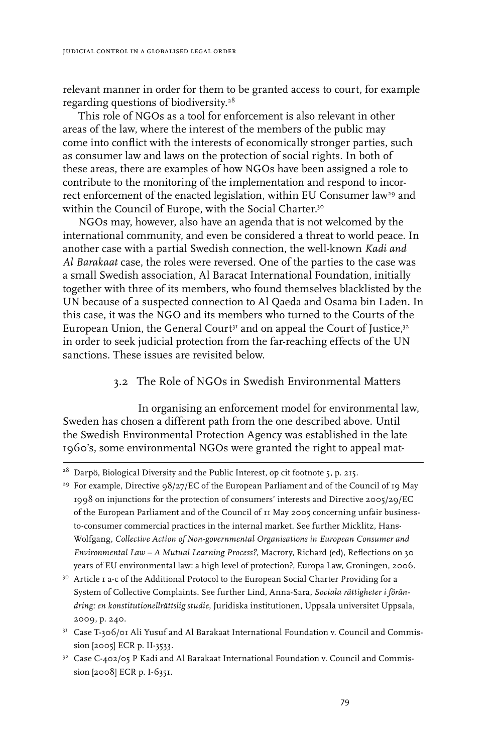relevant manner in order for them to be granted access to court, for example regarding questions of biodiversity.[28]

This role of NGOs as a tool for enforcement is also relevant in other areas of the law, where the interest of the members of the public may come into conflict with the interests of economically stronger parties, such as consumer law and laws on the protection of social rights. In both of these areas, there are examples of how NGOs have been assigned a role to contribute to the monitoring of the implementation and respond to incorrect enforcement of the enacted legislation, within EU Consumer law[29] and within the Council of Europe, with the Social Charter.[30]

NGOs may, however, also have an agenda that is not welcomed by the international community, and even be considered a threat to world peace. In another case with a partial Swedish connection, the well-known *Kadi and Al Barakaat* case, the roles were reversed. One of the parties to the case was a small Swedish association, Al Baracat International Foundation, initially together with three of its members, who found themselves blacklisted by the UN because of a suspected connection to Al Qaeda and Osama bin Laden. In this case, it was the NGO and its members who turned to the Courts of the European Union, the General Court[31] and on appeal the Court of Justice,[32] in order to seek judicial protection from the far-reaching effects of the UN sanctions. These issues are revisited below.

### 3.2 The Role of NGOs in Swedish Environmental Matters

In organising an enforcement model for environmental law, Sweden has chosen a different path from the one described above. Until the Swedish Environmental Protection Agency was established in the late 1960's, some environmental NGOs were granted the right to appeal mat-

---

[28] Darpö, Biological Diversity and the Public Interest, op cit footnote 5, p. 215.

[29] For example, Directive 98/27/EC of the European Parliament and of the Council of 19 May 1998 on injunctions for the protection of consumers' interests and Directive 2005/29/EC of the European Parliament and of the Council of 11 May 2005 concerning unfair business-to-consumer commercial practices in the internal market. See further Micklitz, Hans-Wolfgang, *Collective Action of Non-governmental Organisations in European Consumer and Environmental Law – A Mutual Learning Process?*, Macrory, Richard (ed), Reflections on 30 years of EU environmental law: a high level of protection?, Europa Law, Groningen, 2006.

[30] Article 1 a-c of the Additional Protocol to the European Social Charter Providing for a System of Collective Complaints. See further Lind, Anna-Sara, *Sociala rättigheter i förändring: en konstitutionellrättslig studie*, Juridiska institutionen, Uppsala universitet Uppsala, 2009, p. 240.

[31] Case T-306/01 Ali Yusuf and Al Barakaat International Foundation v. Council and Commission [2005] ECR p. II-3533.

[32] Case C-402/05 P Kadi and Al Barakaat International Foundation v. Council and Commission [2008] ECR p. I-6351.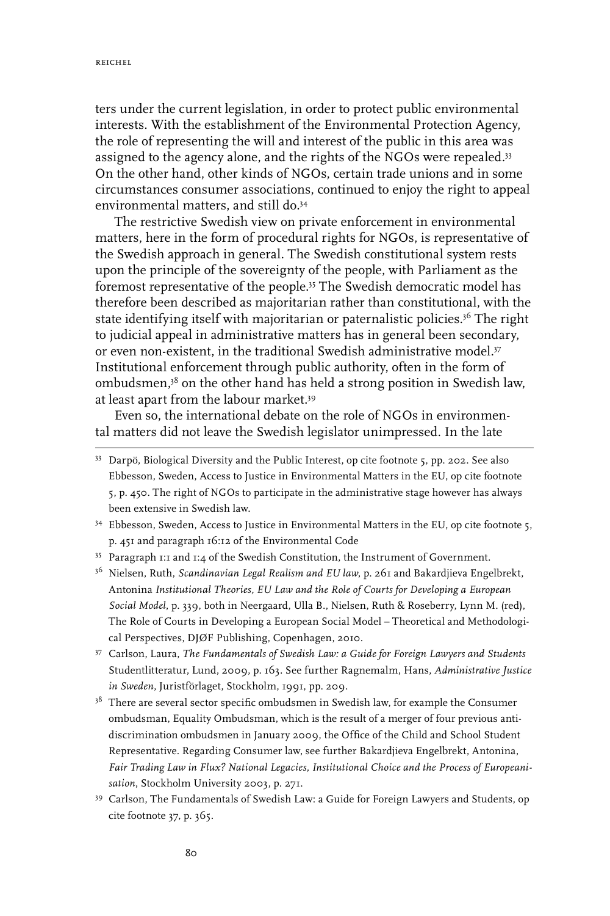ters under the current legislation, in order to protect public environmental interests. With the establishment of the Environmental Protection Agency, the role of representing the will and interest of the public in this area was assigned to the agency alone, and the rights of the NGOs were repealed.[33] On the other hand, other kinds of NGOs, certain trade unions and in some circumstances consumer associations, continued to enjoy the right to appeal environmental matters, and still do.[34]

The restrictive Swedish view on private enforcement in environmental matters, here in the form of procedural rights for NGOs, is representative of the Swedish approach in general. The Swedish constitutional system rests upon the principle of the sovereignty of the people, with Parliament as the foremost representative of the people.[35] The Swedish democratic model has therefore been described as majoritarian rather than constitutional, with the state identifying itself with majoritarian or paternalistic policies.[36] The right to judicial appeal in administrative matters has in general been secondary, or even non-existent, in the traditional Swedish administrative model.[37] Institutional enforcement through public authority, often in the form of ombudsmen,[38] on the other hand has held a strong position in Swedish law, at least apart from the labour market.[39]

Even so, the international debate on the role of NGOs in environmental matters did not leave the Swedish legislator unimpressed. In the late

---

[33] Darpö, Biological Diversity and the Public Interest, op cite footnote 5, pp. 202. See also Ebbesson, Sweden, Access to Justice in Environmental Matters in the EU, op cite footnote 5, p. 450. The right of NGOs to participate in the administrative stage however has always been extensive in Swedish law.

[34] Ebbesson, Sweden, Access to Justice in Environmental Matters in the EU, op cite footnote 5, p. 451 and paragraph 16:12 of the Environmental Code

[35] Paragraph 1:1 and 1:4 of the Swedish Constitution, the Instrument of Government.

[36] Nielsen, Ruth, *Scandinavian Legal Realism and EU law*, p. 261 and Bakardjieva Engelbrekt, Antonina *Institutional Theories, EU Law and the Role of Courts for Developing a European Social Model*, p. 339, both in Neergaard, Ulla B., Nielsen, Ruth & Roseberry, Lynn M. (red), The Role of Courts in Developing a European Social Model – Theoretical and Methodological Perspectives, DJØF Publishing, Copenhagen, 2010.

[37] Carlson, Laura, *The Fundamentals of Swedish Law: a Guide for Foreign Lawyers and Students* Studentlitteratur, Lund, 2009, p. 163. See further Ragnemalm, Hans, *Administrative Justice in Sweden*, Juristförlaget, Stockholm, 1991, pp. 209.

[38] There are several sector specific ombudsmen in Swedish law, for example the Consumer ombudsman, Equality Ombudsman, which is the result of a merger of four previous anti-discrimination ombudsmen in January 2009, the Office of the Child and School Student Representative. Regarding Consumer law, see further Bakardjieva Engelbrekt, Antonina, *Fair Trading Law in Flux? National Legacies, Institutional Choice and the Process of Europeanisation*, Stockholm University 2003, p. 271.

[39] Carlson, The Fundamentals of Swedish Law: a Guide for Foreign Lawyers and Students, op cite footnote 37, p. 365.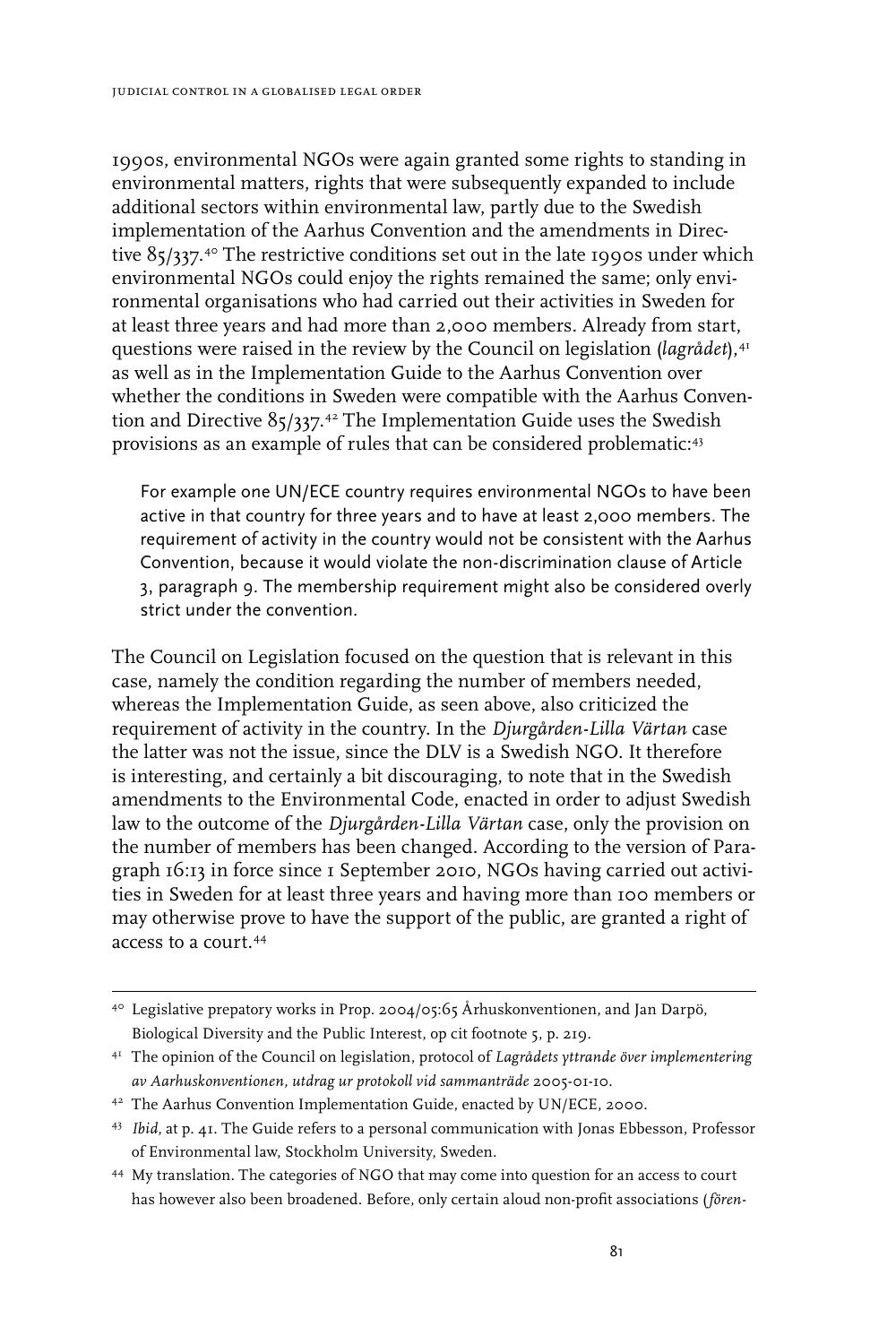1990s, environmental NGOs were again granted some rights to standing in environmental matters, rights that were subsequently expanded to include additional sectors within environmental law, partly due to the Swedish implementation of the Aarhus Convention and the amendments in Directive 85/337.[40] The restrictive conditions set out in the late 1990s under which environmental NGOs could enjoy the rights remained the same; only environmental organisations who had carried out their activities in Sweden for at least three years and had more than 2,000 members. Already from start, questions were raised in the review by the Council on legislation (*lagrådet*),[41] as well as in the Implementation Guide to the Aarhus Convention over whether the conditions in Sweden were compatible with the Aarhus Convention and Directive 85/337.[42] The Implementation Guide uses the Swedish provisions as an example of rules that can be considered problematic:[43]

> For example one UN/ECE country requires environmental NGOs to have been active in that country for three years and to have at least 2,000 members. The requirement of activity in the country would not be consistent with the Aarhus Convention, because it would violate the non-discrimination clause of Article 3, paragraph 9. The membership requirement might also be considered overly strict under the convention.

The Council on Legislation focused on the question that is relevant in this case, namely the condition regarding the number of members needed, whereas the Implementation Guide, as seen above, also criticized the requirement of activity in the country. In the *Djurgården-Lilla Värtan* case the latter was not the issue, since the DLV is a Swedish NGO. It therefore is interesting, and certainly a bit discouraging, to note that in the Swedish amendments to the Environmental Code, enacted in order to adjust Swedish law to the outcome of the *Djurgården-Lilla Värtan* case, only the provision on the number of members has been changed. According to the version of Paragraph 16:13 in force since 1 September 2010, NGOs having carried out activities in Sweden for at least three years and having more than 100 members or may otherwise prove to have the support of the public, are granted a right of access to a court.[44]

---

[40] Legislative prepatory works in Prop. 2004/05:65 Århuskonventionen, and Jan Darpö, Biological Diversity and the Public Interest, op cit footnote 5, p. 219.

[41] The opinion of the Council on legislation, protocol of *Lagrådets yttrande över implementering av Aarhuskonventionen, utdrag ur protokoll vid sammanträde* 2005-01-10.

[42] The Aarhus Convention Implementation Guide, enacted by UN/ECE, 2000.

[43] *Ibid*, at p. 41. The Guide refers to a personal communication with Jonas Ebbesson, Professor of Environmental law, Stockholm University, Sweden.

[44] My translation. The categories of NGO that may come into question for an access to court has however also been broadened. Before, only certain aloud non-profit associations (*fören-*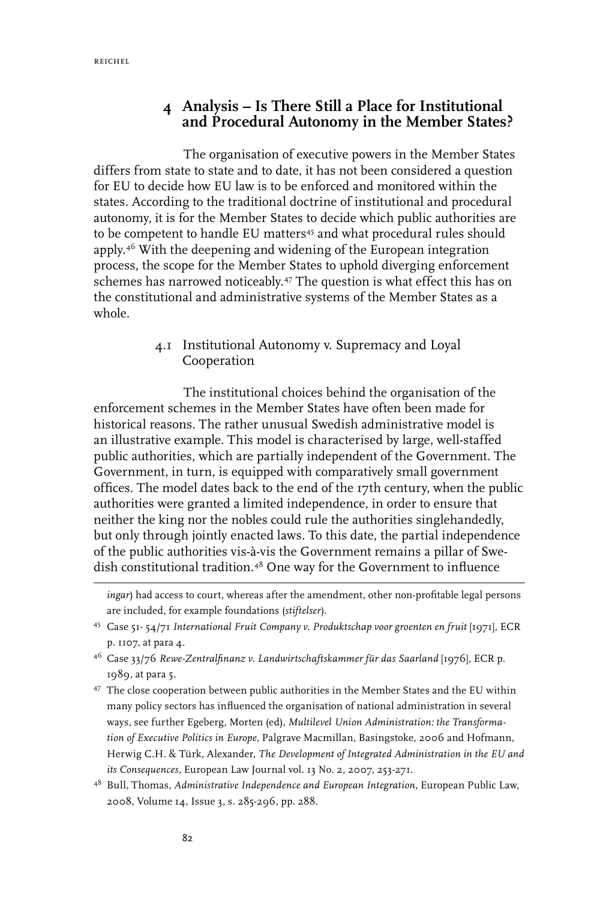## 4 Analysis – Is There Still a Place for Institutional and Procedural Autonomy in the Member States?

The organisation of executive powers in the Member States differs from state to state and to date, it has not been considered a question for EU to decide how EU law is to be enforced and monitored within the states. According to the traditional doctrine of institutional and procedural autonomy, it is for the Member States to decide which public authorities are to be competent to handle EU matters[45] and what procedural rules should apply.[46] With the deepening and widening of the European integration process, the scope for the Member States to uphold diverging enforcement schemes has narrowed noticeably.[47] The question is what effect this has on the constitutional and administrative systems of the Member States as a whole.

### 4.1 Institutional Autonomy v. Supremacy and Loyal Cooperation

The institutional choices behind the organisation of the enforcement schemes in the Member States have often been made for historical reasons. The rather unusual Swedish administrative model is an illustrative example. This model is characterised by large, well-staffed public authorities, which are partially independent of the Government. The Government, in turn, is equipped with comparatively small government offices. The model dates back to the end of the 17th century, when the public authorities were granted a limited independence, in order to ensure that neither the king nor the nobles could rule the authorities singlehandedly, but only through jointly enacted laws. To this date, the partial independence of the public authorities vis-à-vis the Government remains a pillar of Swedish constitutional tradition.[48] One way for the Government to influence

---

*ingar*) had access to court, whereas after the amendment, other non-profitable legal persons are included, for example foundations (*stiftelser*).

45 Case 51- 54/71 *International Fruit Company v. Produktschap voor groenten en fruit* [1971], ECR p. 1107, at para 4.

46 Case 33/76 *Rewe-Zentralfinanz v. Landwirtschaftskammer für das Saarland* [1976], ECR p. 1989, at para 5.

47 The close cooperation between public authorities in the Member States and the EU within many policy sectors has influenced the organisation of national administration in several ways, see further Egeberg, Morten (ed), *Multilevel Union Administration: the Transformation of Executive Politics in Europe,* Palgrave Macmillan, Basingstoke, 2006 and Hofmann, Herwig C.H. & Türk, Alexander, *The Development of Integrated Administration in the EU and its Consequences,* European Law Journal vol. 13 No. 2, 2007, 253-271.

48 Bull, Thomas, *Administrative Independence and European Integration,* European Public Law, 2008, Volume 14, Issue 3, s. 285-296, pp. 288.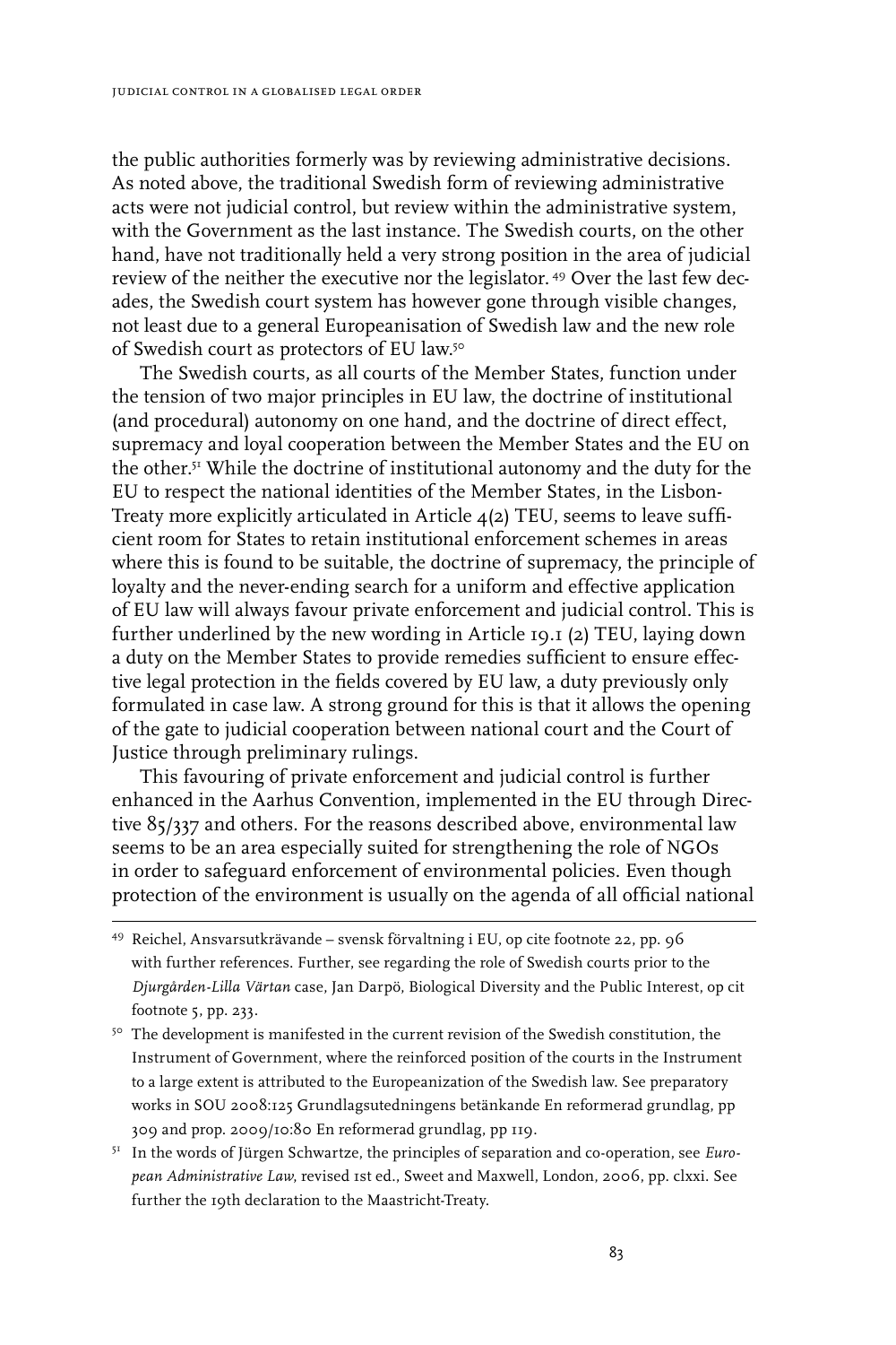the public authorities formerly was by reviewing administrative decisions. As noted above, the traditional Swedish form of reviewing administrative acts were not judicial control, but review within the administrative system, with the Government as the last instance. The Swedish courts, on the other hand, have not traditionally held a very strong position in the area of judicial review of the neither the executive nor the legislator. [49] Over the last few decades, the Swedish court system has however gone through visible changes, not least due to a general Europeanisation of Swedish law and the new role of Swedish court as protectors of EU law.[50]

The Swedish courts, as all courts of the Member States, function under the tension of two major principles in EU law, the doctrine of institutional (and procedural) autonomy on one hand, and the doctrine of direct effect, supremacy and loyal cooperation between the Member States and the EU on the other.[51] While the doctrine of institutional autonomy and the duty for the EU to respect the national identities of the Member States, in the Lisbon-Treaty more explicitly articulated in Article 4(2) TEU, seems to leave sufficient room for States to retain institutional enforcement schemes in areas where this is found to be suitable, the doctrine of supremacy, the principle of loyalty and the never-ending search for a uniform and effective application of EU law will always favour private enforcement and judicial control. This is further underlined by the new wording in Article 19.1 (2) TEU, laying down a duty on the Member States to provide remedies sufficient to ensure effective legal protection in the fields covered by EU law, a duty previously only formulated in case law. A strong ground for this is that it allows the opening of the gate to judicial cooperation between national court and the Court of Justice through preliminary rulings.

This favouring of private enforcement and judicial control is further enhanced in the Aarhus Convention, implemented in the EU through Directive 85/337 and others. For the reasons described above, environmental law seems to be an area especially suited for strengthening the role of NGOs in order to safeguard enforcement of environmental policies. Even though protection of the environment is usually on the agenda of all official national

---

[49] Reichel, Ansvarsutkrävande – svensk förvaltning i EU, op cite footnote 22, pp. 96 with further references. Further, see regarding the role of Swedish courts prior to the *Djurgården-Lilla Värtan* case, Jan Darpö, Biological Diversity and the Public Interest, op cit footnote 5, pp. 233.

[50] The development is manifested in the current revision of the Swedish constitution, the Instrument of Government, where the reinforced position of the courts in the Instrument to a large extent is attributed to the Europeanization of the Swedish law. See preparatory works in SOU 2008:125 Grundlagsutedningens betänkande En reformerad grundlag, pp 309 and prop. 2009/10:80 En reformerad grundlag, pp 119.

[51] In the words of Jürgen Schwartze, the principles of separation and co-operation, see *European Administrative Law*, revised 1st ed., Sweet and Maxwell, London, 2006, pp. clxxi. See further the 19th declaration to the Maastricht-Treaty.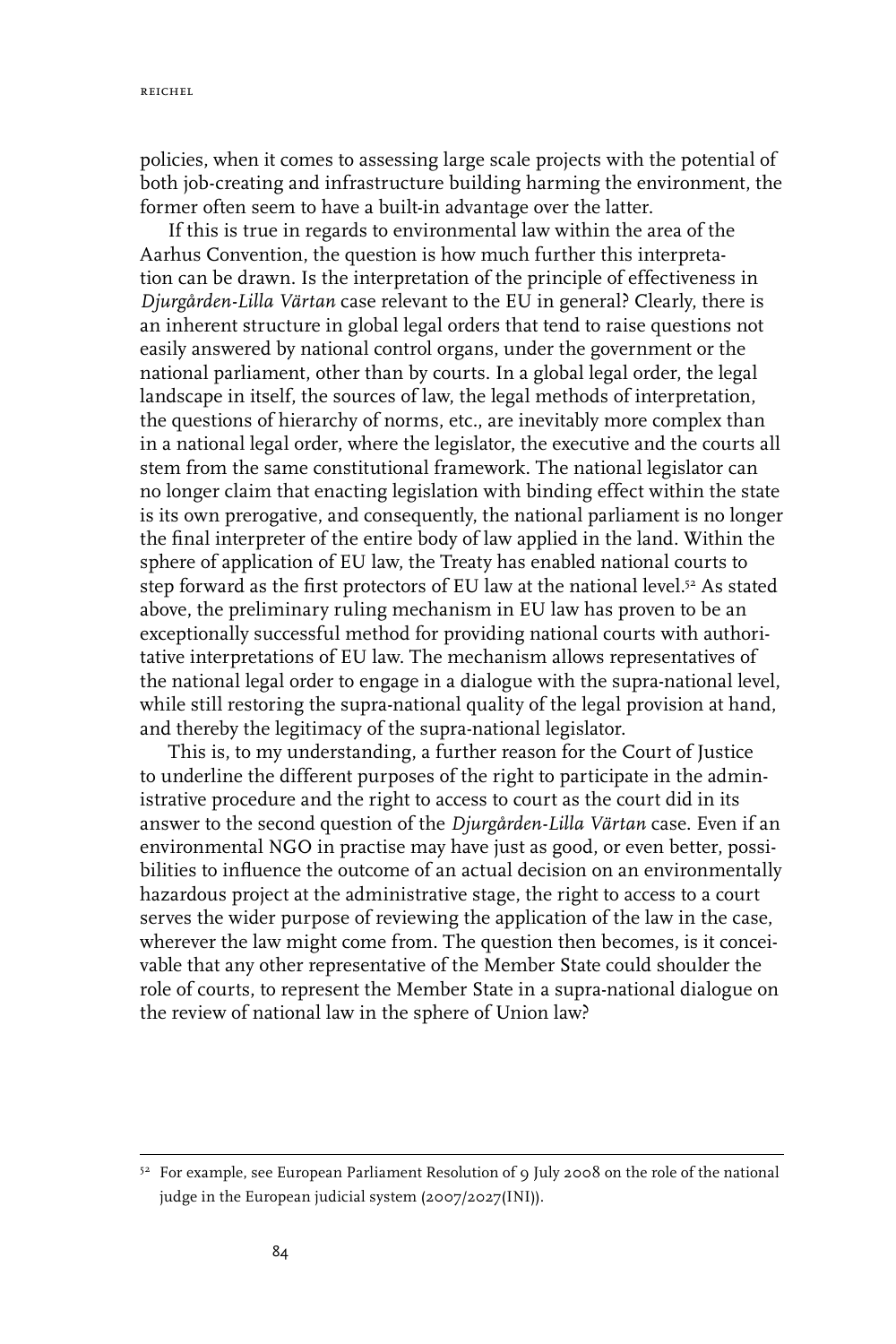policies, when it comes to assessing large scale projects with the potential of both job-creating and infrastructure building harming the environment, the former often seem to have a built-in advantage over the latter.

If this is true in regards to environmental law within the area of the Aarhus Convention, the question is how much further this interpretation can be drawn. Is the interpretation of the principle of effectiveness in *Djurgården-Lilla Värtan* case relevant to the EU in general? Clearly, there is an inherent structure in global legal orders that tend to raise questions not easily answered by national control organs, under the government or the national parliament, other than by courts. In a global legal order, the legal landscape in itself, the sources of law, the legal methods of interpretation, the questions of hierarchy of norms, etc., are inevitably more complex than in a national legal order, where the legislator, the executive and the courts all stem from the same constitutional framework. The national legislator can no longer claim that enacting legislation with binding effect within the state is its own prerogative, and consequently, the national parliament is no longer the final interpreter of the entire body of law applied in the land. Within the sphere of application of EU law, the Treaty has enabled national courts to step forward as the first protectors of EU law at the national level.[52] As stated above, the preliminary ruling mechanism in EU law has proven to be an exceptionally successful method for providing national courts with authoritative interpretations of EU law. The mechanism allows representatives of the national legal order to engage in a dialogue with the supra-national level, while still restoring the supra-national quality of the legal provision at hand, and thereby the legitimacy of the supra-national legislator.

This is, to my understanding, a further reason for the Court of Justice to underline the different purposes of the right to participate in the administrative procedure and the right to access to court as the court did in its answer to the second question of the *Djurgården-Lilla Värtan* case. Even if an environmental NGO in practise may have just as good, or even better, possibilities to influence the outcome of an actual decision on an environmentally hazardous project at the administrative stage, the right to access to a court serves the wider purpose of reviewing the application of the law in the case, wherever the law might come from. The question then becomes, is it conceivable that any other representative of the Member State could shoulder the role of courts, to represent the Member State in a supra-national dialogue on the review of national law in the sphere of Union law?

---

[52] For example, see European Parliament Resolution of 9 July 2008 on the role of the national judge in the European judicial system (2007/2027(INI)).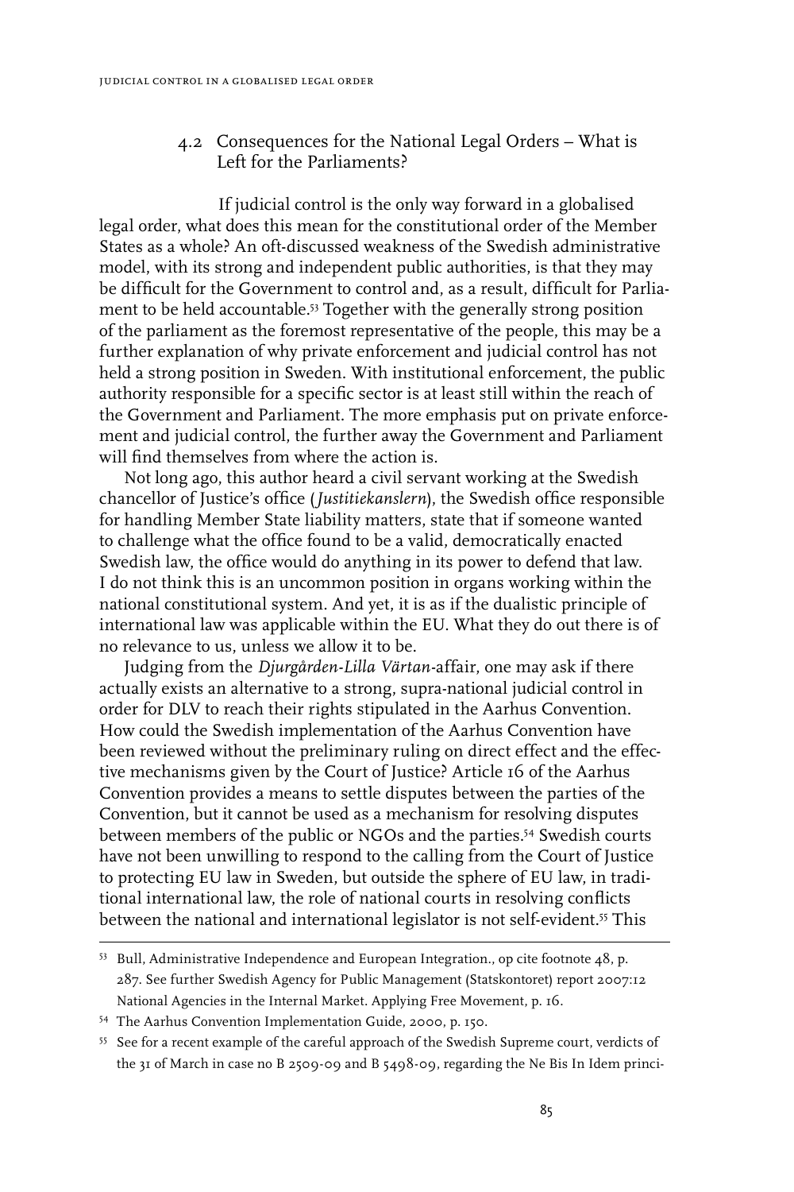### 4.2 Consequences for the National Legal Orders – What is Left for the Parliaments?

If judicial control is the only way forward in a globalised legal order, what does this mean for the constitutional order of the Member States as a whole? An oft-discussed weakness of the Swedish administrative model, with its strong and independent public authorities, is that they may be difficult for the Government to control and, as a result, difficult for Parliament to be held accountable.[53] Together with the generally strong position of the parliament as the foremost representative of the people, this may be a further explanation of why private enforcement and judicial control has not held a strong position in Sweden. With institutional enforcement, the public authority responsible for a specific sector is at least still within the reach of the Government and Parliament. The more emphasis put on private enforcement and judicial control, the further away the Government and Parliament will find themselves from where the action is.

Not long ago, this author heard a civil servant working at the Swedish chancellor of Justice's office (*Justitiekanslern*), the Swedish office responsible for handling Member State liability matters, state that if someone wanted to challenge what the office found to be a valid, democratically enacted Swedish law, the office would do anything in its power to defend that law. I do not think this is an uncommon position in organs working within the national constitutional system. And yet, it is as if the dualistic principle of international law was applicable within the EU. What they do out there is of no relevance to us, unless we allow it to be.

Judging from the *Djurgården-Lilla Värtan*-affair, one may ask if there actually exists an alternative to a strong, supra-national judicial control in order for DLV to reach their rights stipulated in the Aarhus Convention. How could the Swedish implementation of the Aarhus Convention have been reviewed without the preliminary ruling on direct effect and the effective mechanisms given by the Court of Justice? Article 16 of the Aarhus Convention provides a means to settle disputes between the parties of the Convention, but it cannot be used as a mechanism for resolving disputes between members of the public or NGOs and the parties.[54] Swedish courts have not been unwilling to respond to the calling from the Court of Justice to protecting EU law in Sweden, but outside the sphere of EU law, in traditional international law, the role of national courts in resolving conflicts between the national and international legislator is not self-evident.[55] This

---

[53] Bull, Administrative Independence and European Integration., op cite footnote 48, p. 287. See further Swedish Agency for Public Management (Statskontoret) report 2007:12 National Agencies in the Internal Market. Applying Free Movement, p. 16.

[54] The Aarhus Convention Implementation Guide, 2000, p. 150.

[55] See for a recent example of the careful approach of the Swedish Supreme court, verdicts of the 31 of March in case no B 2509-09 and B 5498-09, regarding the Ne Bis In Idem princi-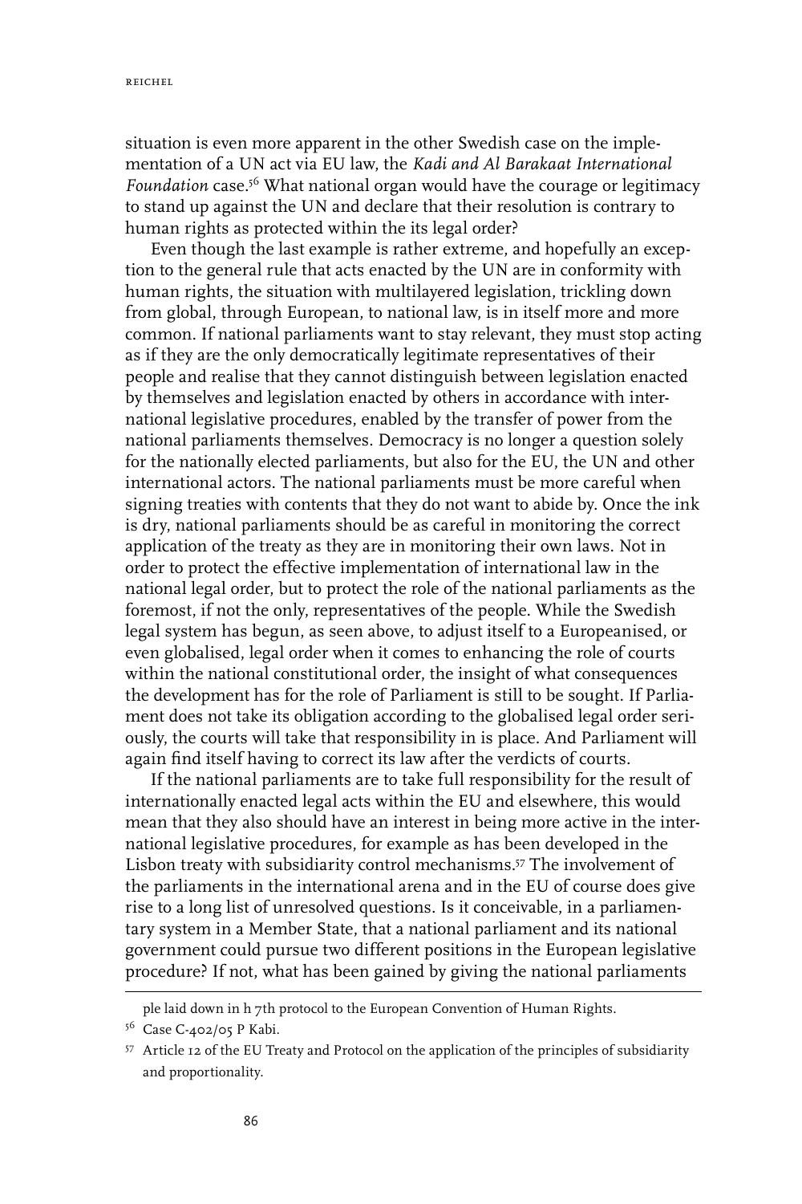situation is even more apparent in the other Swedish case on the implementation of a UN act via EU law, the *Kadi and Al Barakaat International Foundation* case.[56] What national organ would have the courage or legitimacy to stand up against the UN and declare that their resolution is contrary to human rights as protected within the its legal order?

Even though the last example is rather extreme, and hopefully an exception to the general rule that acts enacted by the UN are in conformity with human rights, the situation with multilayered legislation, trickling down from global, through European, to national law, is in itself more and more common. If national parliaments want to stay relevant, they must stop acting as if they are the only democratically legitimate representatives of their people and realise that they cannot distinguish between legislation enacted by themselves and legislation enacted by others in accordance with international legislative procedures, enabled by the transfer of power from the national parliaments themselves. Democracy is no longer a question solely for the nationally elected parliaments, but also for the EU, the UN and other international actors. The national parliaments must be more careful when signing treaties with contents that they do not want to abide by. Once the ink is dry, national parliaments should be as careful in monitoring the correct application of the treaty as they are in monitoring their own laws. Not in order to protect the effective implementation of international law in the national legal order, but to protect the role of the national parliaments as the foremost, if not the only, representatives of the people. While the Swedish legal system has begun, as seen above, to adjust itself to a Europeanised, or even globalised, legal order when it comes to enhancing the role of courts within the national constitutional order, the insight of what consequences the development has for the role of Parliament is still to be sought. If Parliament does not take its obligation according to the globalised legal order seriously, the courts will take that responsibility in is place. And Parliament will again find itself having to correct its law after the verdicts of courts.

If the national parliaments are to take full responsibility for the result of internationally enacted legal acts within the EU and elsewhere, this would mean that they also should have an interest in being more active in the international legislative procedures, for example as has been developed in the Lisbon treaty with subsidiarity control mechanisms.[57] The involvement of the parliaments in the international arena and in the EU of course does give rise to a long list of unresolved questions. Is it conceivable, in a parliamentary system in a Member State, that a national parliament and its national government could pursue two different positions in the European legislative procedure? If not, what has been gained by giving the national parliaments

---

ple laid down in h 7th protocol to the European Convention of Human Rights.

[56] Case C-402/05 P Kabi.

[57] Article 12 of the EU Treaty and Protocol on the application of the principles of subsidiarity and proportionality.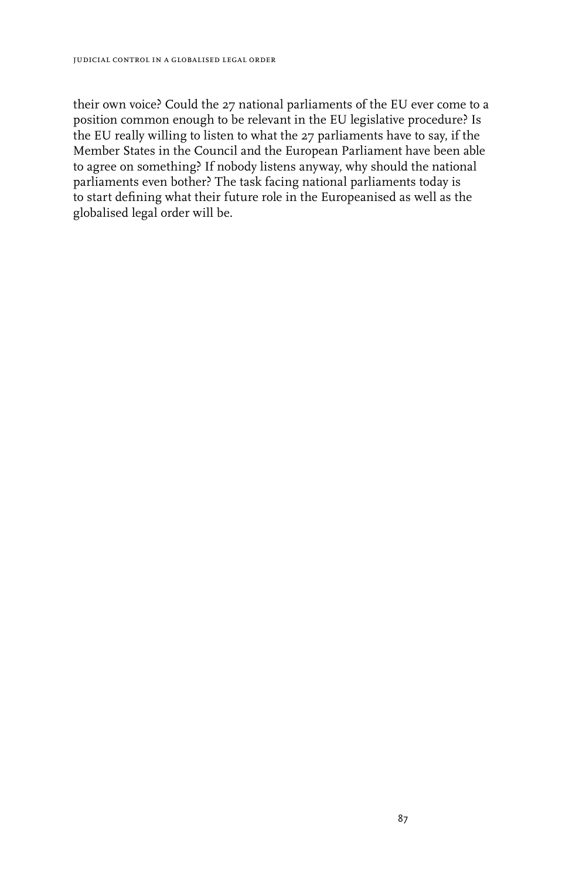their own voice? Could the 27 national parliaments of the EU ever come to a position common enough to be relevant in the EU legislative procedure? Is the EU really willing to listen to what the 27 parliaments have to say, if the Member States in the Council and the European Parliament have been able to agree on something? If nobody listens anyway, why should the national parliaments even bother? The task facing national parliaments today is to start defining what their future role in the Europeanised as well as the globalised legal order will be.